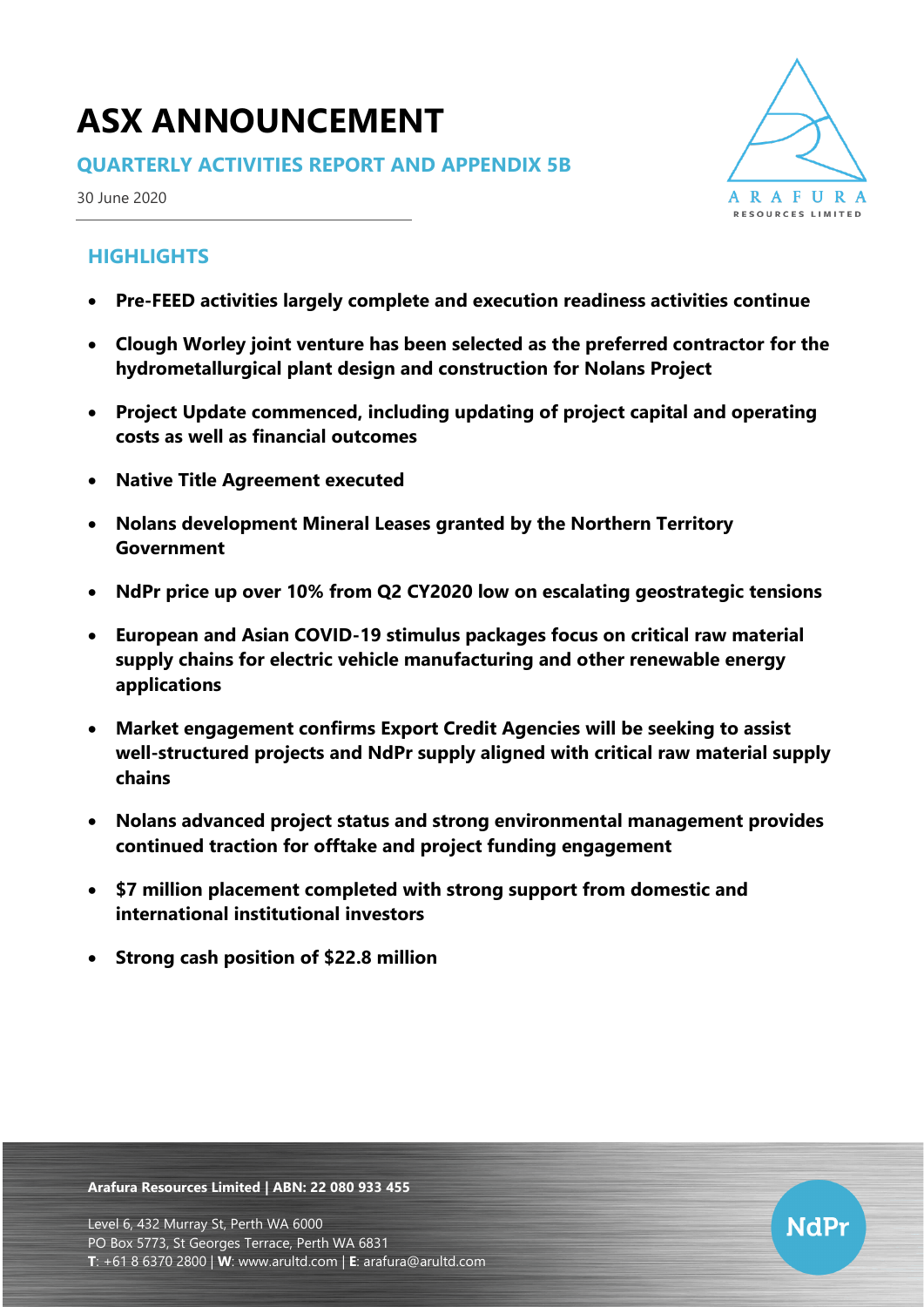# ASX ANNOUNCEMENT

## QUARTERLY ACTIVITIES REPORT AND APPENDIX 5B

30 June 2020

## HIGHLIGHTS

- **Pre-FEED activities largely complete and execution readiness activities continue**
- **Clough Worley joint venture has been selected as the preferred contractor for the hydrometallurgical plant design and construction for Nolans Project**
- **Project Update commenced, including updating of project capital and operating costs as well as financial outcomes**
- **Native Title Agreement executed**
- **Nolans development Mineral Leases granted by the Northern Territory Government**
- **NdPr price up over 10% from Q2 CY2020 low on escalating geostrategic tensions**
- **European and Asian COVID-19 stimulus packages focus on critical raw material supply chains for electric vehicle manufacturing and other renewable energy applications**
- **Market engagement confirms Export Credit Agencies will be seeking to assist well-structured projects and NdPr supply aligned with critical raw material supply chains**
- **Nolans advanced project status and strong environmental management provides continued traction for offtake and project funding engagement**
- **$7 million placement completed with strong support from domestic and international institutional investors**
- **Strong cash position of $22.8 million**

**Arafura Resources Limited | ABN: 22 080 933 455**

Level 6, 432 Murray St, Perth WA 6000
PO Box 5773, St Georges Terrace, Perth WA 6831
**T**: +61 8 6370 2800 | **W**: www.arultd.com | **E**: arafura@arultd.com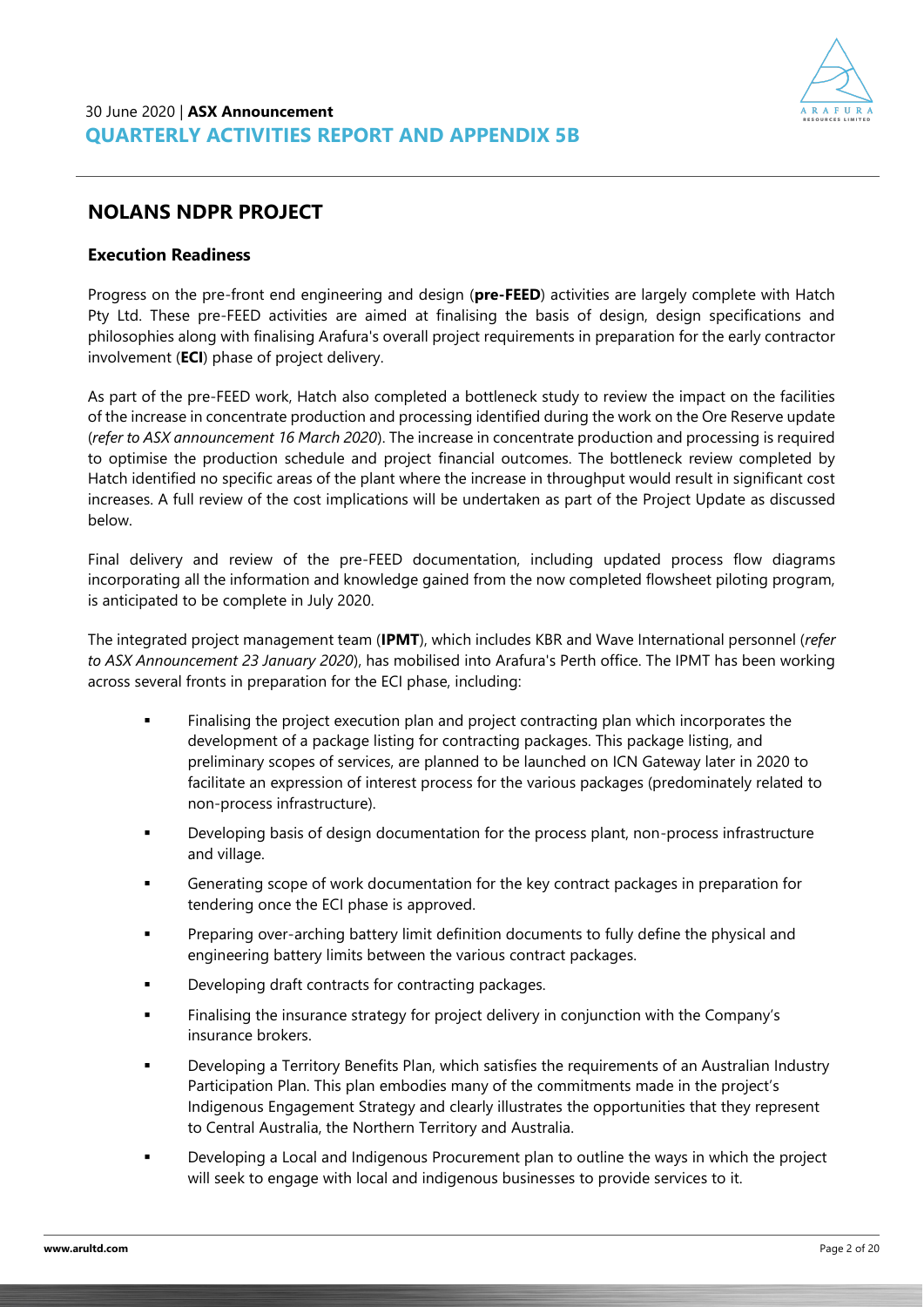## NOLANS NDPR PROJECT

### Execution Readiness

Progress on the pre-front end engineering and design (**pre-FEED**) activities are largely complete with Hatch Pty Ltd. These pre-FEED activities are aimed at finalising the basis of design, design specifications and philosophies along with finalising Arafura's overall project requirements in preparation for the early contractor involvement (**ECI**) phase of project delivery.

As part of the pre-FEED work, Hatch also completed a bottleneck study to review the impact on the facilities of the increase in concentrate production and processing identified during the work on the Ore Reserve update (*refer to ASX announcement 16 March 2020*). The increase in concentrate production and processing is required to optimise the production schedule and project financial outcomes. The bottleneck review completed by Hatch identified no specific areas of the plant where the increase in throughput would result in significant cost increases. A full review of the cost implications will be undertaken as part of the Project Update as discussed below.

Final delivery and review of the pre-FEED documentation, including updated process flow diagrams incorporating all the information and knowledge gained from the now completed flowsheet piloting program, is anticipated to be complete in July 2020.

The integrated project management team (**IPMT**), which includes KBR and Wave International personnel (*refer to ASX Announcement 23 January 2020*), has mobilised into Arafura's Perth office. The IPMT has been working across several fronts in preparation for the ECI phase, including:

- Finalising the project execution plan and project contracting plan which incorporates the development of a package listing for contracting packages. This package listing, and preliminary scopes of services, are planned to be launched on ICN Gateway later in 2020 to facilitate an expression of interest process for the various packages (predominately related to non-process infrastructure).
- Developing basis of design documentation for the process plant, non-process infrastructure and village.
- Generating scope of work documentation for the key contract packages in preparation for tendering once the ECI phase is approved.
- Preparing over-arching battery limit definition documents to fully define the physical and engineering battery limits between the various contract packages.
- Developing draft contracts for contracting packages.
- Finalising the insurance strategy for project delivery in conjunction with the Company's insurance brokers.
- Developing a Territory Benefits Plan, which satisfies the requirements of an Australian Industry Participation Plan. This plan embodies many of the commitments made in the project's Indigenous Engagement Strategy and clearly illustrates the opportunities that they represent to Central Australia, the Northern Territory and Australia.
- Developing a Local and Indigenous Procurement plan to outline the ways in which the project will seek to engage with local and indigenous businesses to provide services to it.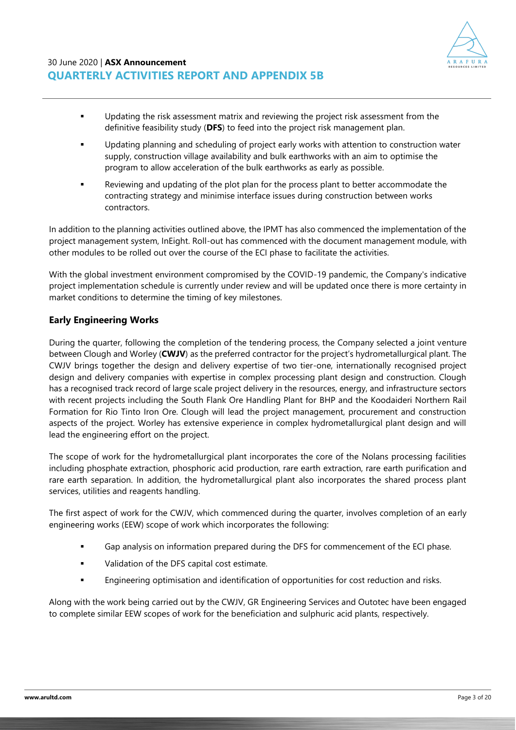- Updating the risk assessment matrix and reviewing the project risk assessment from the definitive feasibility study (**DFS**) to feed into the project risk management plan.
- Updating planning and scheduling of project early works with attention to construction water supply, construction village availability and bulk earthworks with an aim to optimise the program to allow acceleration of the bulk earthworks as early as possible.
- Reviewing and updating of the plot plan for the process plant to better accommodate the contracting strategy and minimise interface issues during construction between works contractors.

In addition to the planning activities outlined above, the IPMT has also commenced the implementation of the project management system, InEight. Roll-out has commenced with the document management module, with other modules to be rolled out over the course of the ECI phase to facilitate the activities.

With the global investment environment compromised by the COVID-19 pandemic, the Company's indicative project implementation schedule is currently under review and will be updated once there is more certainty in market conditions to determine the timing of key milestones.

## Early Engineering Works

During the quarter, following the completion of the tendering process, the Company selected a joint venture between Clough and Worley (**CWJV**) as the preferred contractor for the project's hydrometallurgical plant. The CWJV brings together the design and delivery expertise of two tier-one, internationally recognised project design and delivery companies with expertise in complex processing plant design and construction. Clough has a recognised track record of large scale project delivery in the resources, energy, and infrastructure sectors with recent projects including the South Flank Ore Handling Plant for BHP and the Koodaideri Northern Rail Formation for Rio Tinto Iron Ore. Clough will lead the project management, procurement and construction aspects of the project. Worley has extensive experience in complex hydrometallurgical plant design and will lead the engineering effort on the project.

The scope of work for the hydrometallurgical plant incorporates the core of the Nolans processing facilities including phosphate extraction, phosphoric acid production, rare earth extraction, rare earth purification and rare earth separation. In addition, the hydrometallurgical plant also incorporates the shared process plant services, utilities and reagents handling.

The first aspect of work for the CWJV, which commenced during the quarter, involves completion of an early engineering works (EEW) scope of work which incorporates the following:

- Gap analysis on information prepared during the DFS for commencement of the ECI phase.
- Validation of the DFS capital cost estimate.
- Engineering optimisation and identification of opportunities for cost reduction and risks.

Along with the work being carried out by the CWJV, GR Engineering Services and Outotec have been engaged to complete similar EEW scopes of work for the beneficiation and sulphuric acid plants, respectively.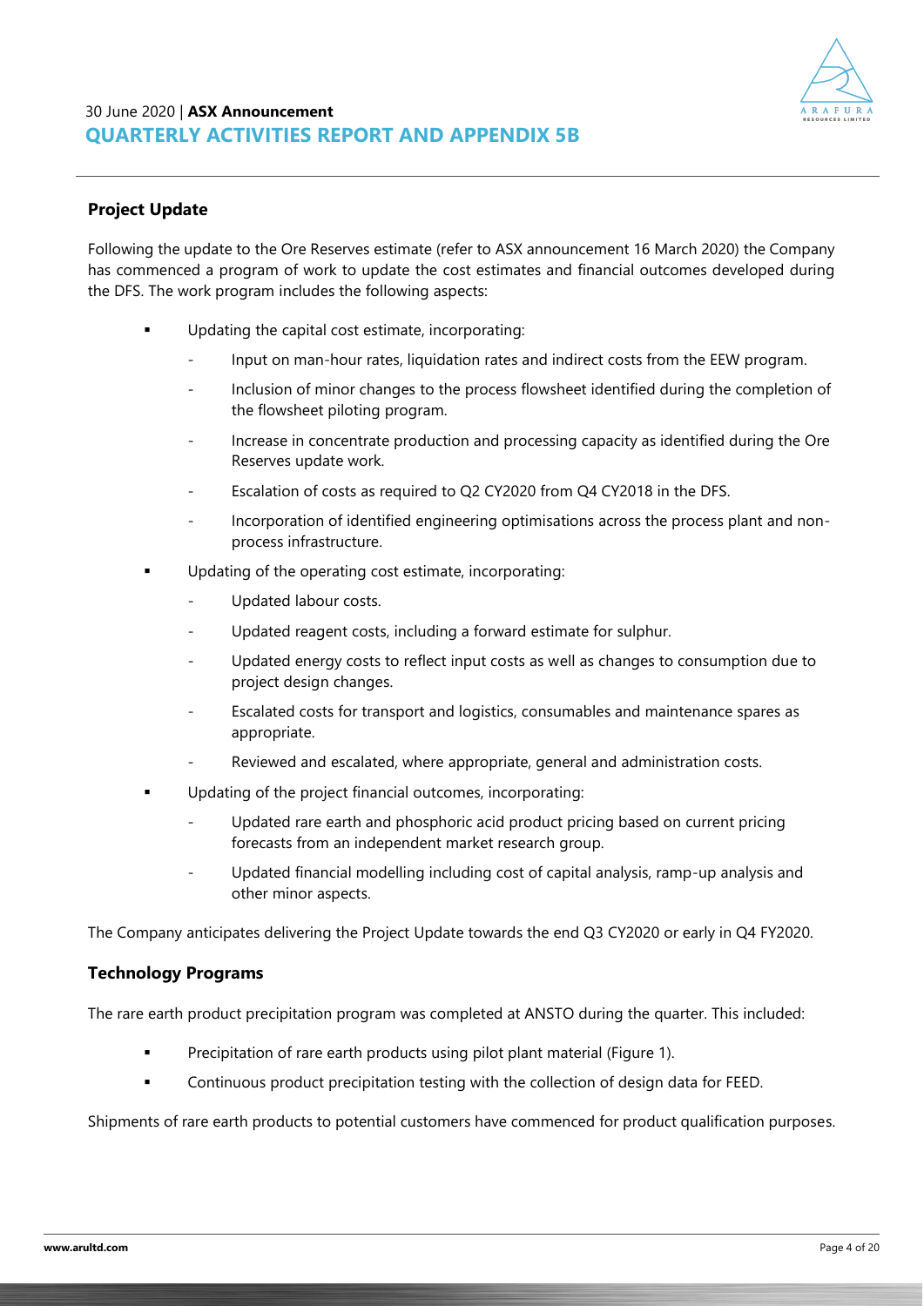## Project Update

Following the update to the Ore Reserves estimate (refer to ASX announcement 16 March 2020) the Company has commenced a program of work to update the cost estimates and financial outcomes developed during the DFS. The work program includes the following aspects:

- Updating the capital cost estimate, incorporating:
  - Input on man-hour rates, liquidation rates and indirect costs from the EEW program.
  - Inclusion of minor changes to the process flowsheet identified during the completion of the flowsheet piloting program.
  - Increase in concentrate production and processing capacity as identified during the Ore Reserves update work.
  - Escalation of costs as required to Q2 CY2020 from Q4 CY2018 in the DFS.
  - Incorporation of identified engineering optimisations across the process plant and non-process infrastructure.
- Updating of the operating cost estimate, incorporating:
  - Updated labour costs.
  - Updated reagent costs, including a forward estimate for sulphur.
  - Updated energy costs to reflect input costs as well as changes to consumption due to project design changes.
  - Escalated costs for transport and logistics, consumables and maintenance spares as appropriate.
  - Reviewed and escalated, where appropriate, general and administration costs.
- Updating of the project financial outcomes, incorporating:
  - Updated rare earth and phosphoric acid product pricing based on current pricing forecasts from an independent market research group.
  - Updated financial modelling including cost of capital analysis, ramp-up analysis and other minor aspects.

The Company anticipates delivering the Project Update towards the end Q3 CY2020 or early in Q4 FY2020.

## Technology Programs

The rare earth product precipitation program was completed at ANSTO during the quarter. This included:

- Precipitation of rare earth products using pilot plant material (Figure 1).
- Continuous product precipitation testing with the collection of design data for FEED.

Shipments of rare earth products to potential customers have commenced for product qualification purposes.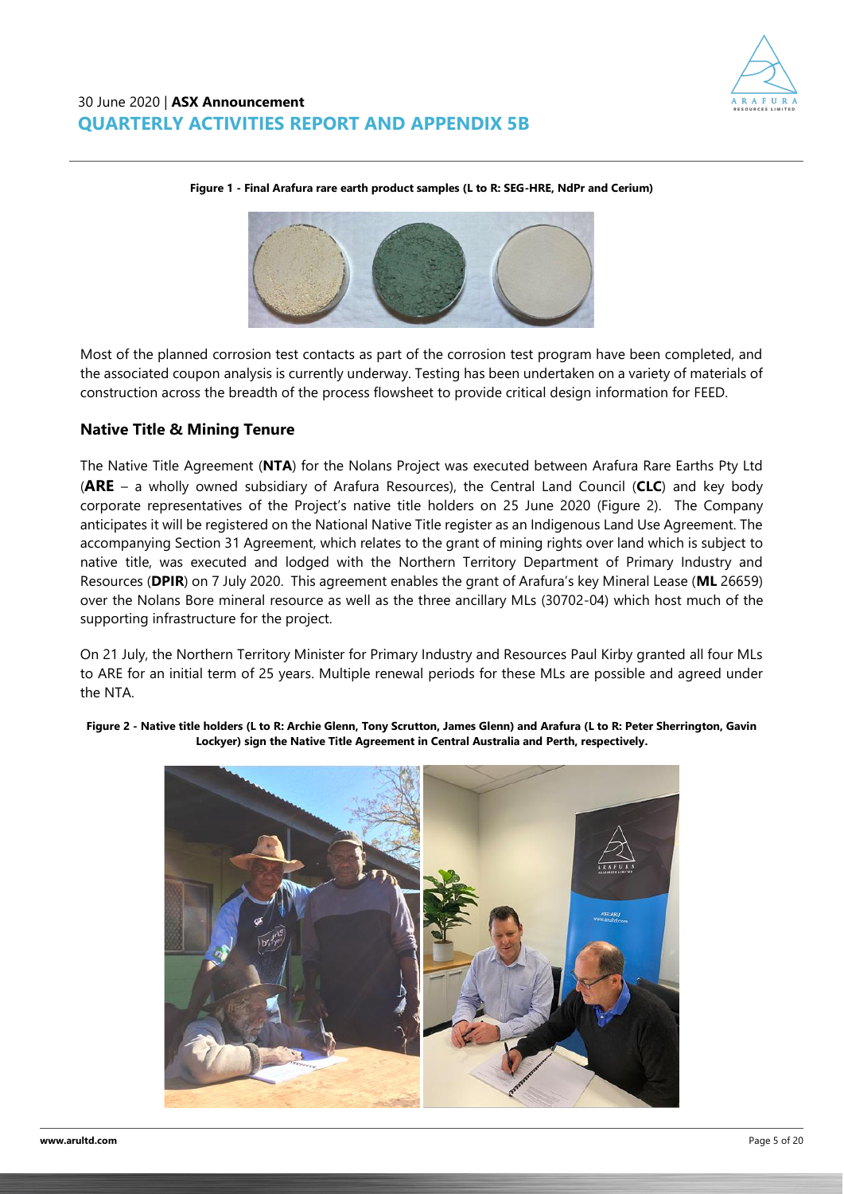**Figure 1 - Final Arafura rare earth product samples (L to R: SEG-HRE, NdPr and Cerium)**

Most of the planned corrosion test contacts as part of the corrosion test program have been completed, and the associated coupon analysis is currently underway. Testing has been undertaken on a variety of materials of construction across the breadth of the process flowsheet to provide critical design information for FEED.

## Native Title & Mining Tenure

The Native Title Agreement (**NTA**) for the Nolans Project was executed between Arafura Rare Earths Pty Ltd (**ARE** – a wholly owned subsidiary of Arafura Resources), the Central Land Council (**CLC**) and key body corporate representatives of the Project's native title holders on 25 June 2020 (Figure 2). The Company anticipates it will be registered on the National Native Title register as an Indigenous Land Use Agreement. The accompanying Section 31 Agreement, which relates to the grant of mining rights over land which is subject to native title, was executed and lodged with the Northern Territory Department of Primary Industry and Resources (**DPIR**) on 7 July 2020. This agreement enables the grant of Arafura's key Mineral Lease (**ML** 26659) over the Nolans Bore mineral resource as well as the three ancillary MLs (30702-04) which host much of the supporting infrastructure for the project.

On 21 July, the Northern Territory Minister for Primary Industry and Resources Paul Kirby granted all four MLs to ARE for an initial term of 25 years. Multiple renewal periods for these MLs are possible and agreed under the NTA.

**Figure 2 - Native title holders (L to R: Archie Glenn, Tony Scrutton, James Glenn) and Arafura (L to R: Peter Sherrington, Gavin Lockyer) sign the Native Title Agreement in Central Australia and Perth, respectively.**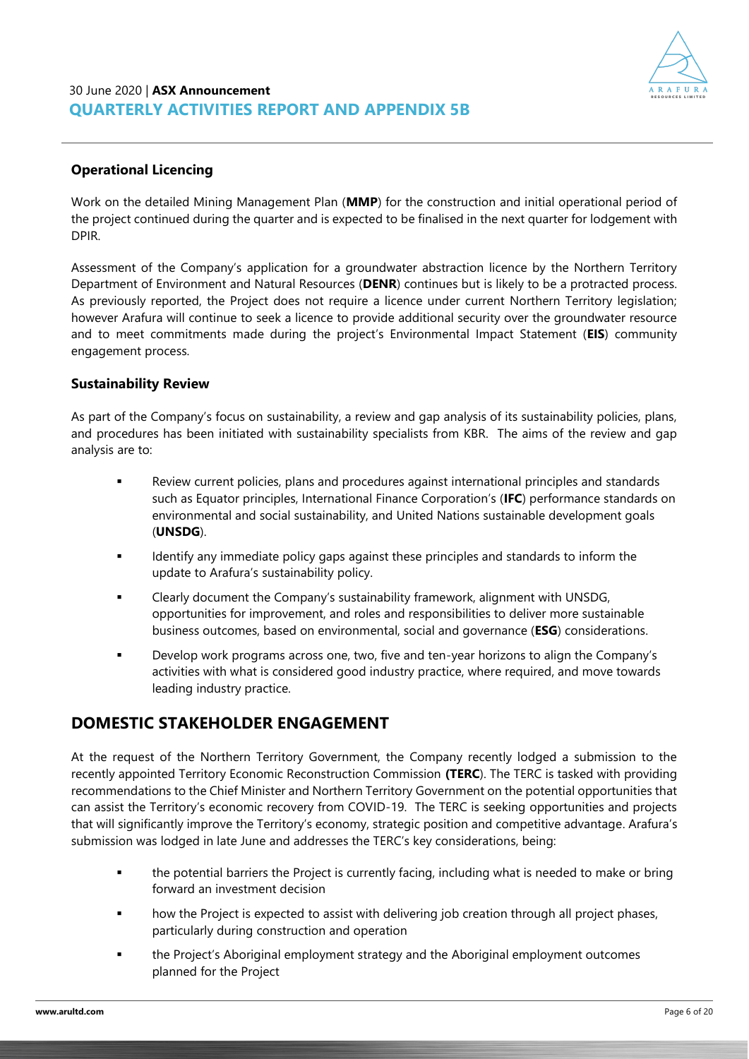### Operational Licencing

Work on the detailed Mining Management Plan (**MMP**) for the construction and initial operational period of the project continued during the quarter and is expected to be finalised in the next quarter for lodgement with DPIR.

Assessment of the Company's application for a groundwater abstraction licence by the Northern Territory Department of Environment and Natural Resources (**DENR**) continues but is likely to be a protracted process. As previously reported, the Project does not require a licence under current Northern Territory legislation; however Arafura will continue to seek a licence to provide additional security over the groundwater resource and to meet commitments made during the project's Environmental Impact Statement (**EIS**) community engagement process.

### Sustainability Review

As part of the Company's focus on sustainability, a review and gap analysis of its sustainability policies, plans, and procedures has been initiated with sustainability specialists from KBR. The aims of the review and gap analysis are to:

- Review current policies, plans and procedures against international principles and standards such as Equator principles, International Finance Corporation's (**IFC**) performance standards on environmental and social sustainability, and United Nations sustainable development goals (**UNSDG**).
- Identify any immediate policy gaps against these principles and standards to inform the update to Arafura's sustainability policy.
- Clearly document the Company's sustainability framework, alignment with UNSDG, opportunities for improvement, and roles and responsibilities to deliver more sustainable business outcomes, based on environmental, social and governance (**ESG**) considerations.
- Develop work programs across one, two, five and ten-year horizons to align the Company's activities with what is considered good industry practice, where required, and move towards leading industry practice.

## DOMESTIC STAKEHOLDER ENGAGEMENT

At the request of the Northern Territory Government, the Company recently lodged a submission to the recently appointed Territory Economic Reconstruction Commission **(TERC**). The TERC is tasked with providing recommendations to the Chief Minister and Northern Territory Government on the potential opportunities that can assist the Territory's economic recovery from COVID-19. The TERC is seeking opportunities and projects that will significantly improve the Territory's economy, strategic position and competitive advantage. Arafura's submission was lodged in late June and addresses the TERC's key considerations, being:

- the potential barriers the Project is currently facing, including what is needed to make or bring forward an investment decision
- how the Project is expected to assist with delivering job creation through all project phases, particularly during construction and operation
- the Project's Aboriginal employment strategy and the Aboriginal employment outcomes planned for the Project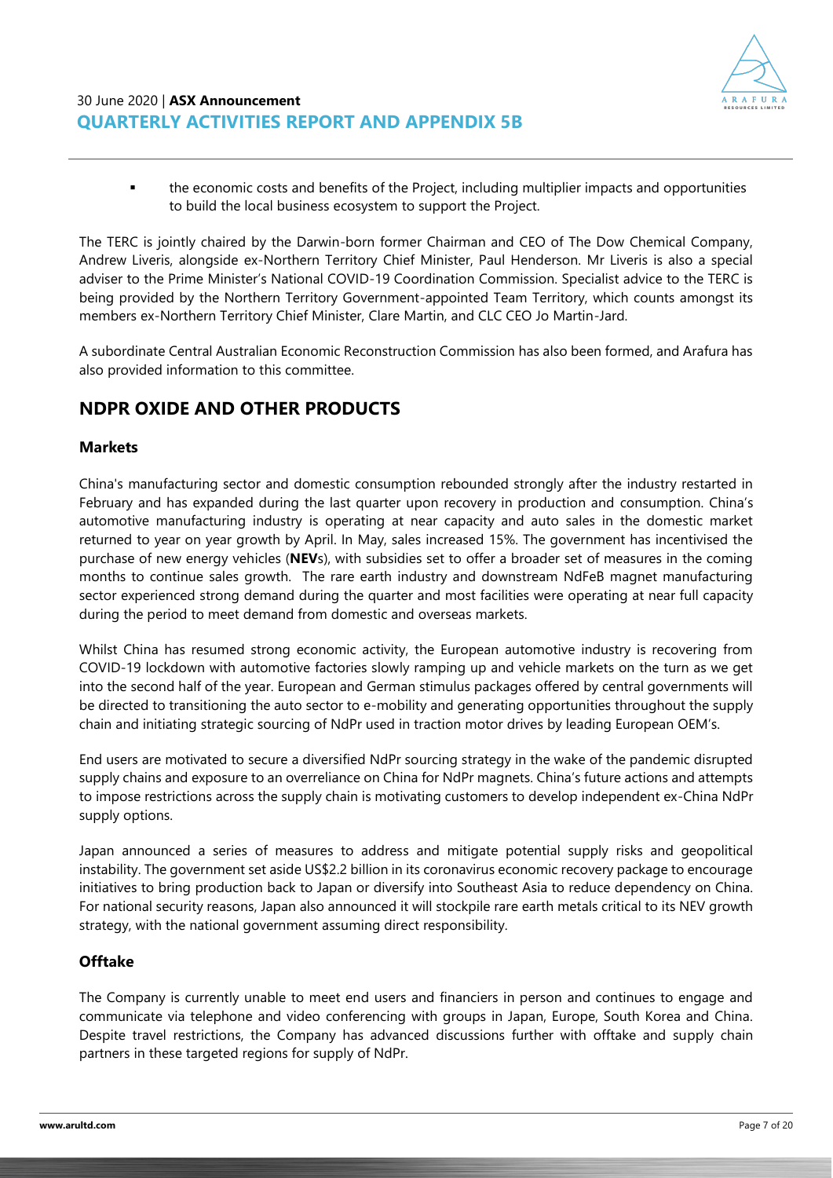- the economic costs and benefits of the Project, including multiplier impacts and opportunities to build the local business ecosystem to support the Project.

The TERC is jointly chaired by the Darwin-born former Chairman and CEO of The Dow Chemical Company, Andrew Liveris, alongside ex-Northern Territory Chief Minister, Paul Henderson. Mr Liveris is also a special adviser to the Prime Minister's National COVID-19 Coordination Commission. Specialist advice to the TERC is being provided by the Northern Territory Government-appointed Team Territory, which counts amongst its members ex-Northern Territory Chief Minister, Clare Martin, and CLC CEO Jo Martin-Jard.

A subordinate Central Australian Economic Reconstruction Commission has also been formed, and Arafura has also provided information to this committee.

## NDPR OXIDE AND OTHER PRODUCTS

### Markets

China's manufacturing sector and domestic consumption rebounded strongly after the industry restarted in February and has expanded during the last quarter upon recovery in production and consumption. China's automotive manufacturing industry is operating at near capacity and auto sales in the domestic market returned to year on year growth by April. In May, sales increased 15%. The government has incentivised the purchase of new energy vehicles (**NEV**s), with subsidies set to offer a broader set of measures in the coming months to continue sales growth. The rare earth industry and downstream NdFeB magnet manufacturing sector experienced strong demand during the quarter and most facilities were operating at near full capacity during the period to meet demand from domestic and overseas markets.

Whilst China has resumed strong economic activity, the European automotive industry is recovering from COVID-19 lockdown with automotive factories slowly ramping up and vehicle markets on the turn as we get into the second half of the year. European and German stimulus packages offered by central governments will be directed to transitioning the auto sector to e-mobility and generating opportunities throughout the supply chain and initiating strategic sourcing of NdPr used in traction motor drives by leading European OEM's.

End users are motivated to secure a diversified NdPr sourcing strategy in the wake of the pandemic disrupted supply chains and exposure to an overreliance on China for NdPr magnets. China's future actions and attempts to impose restrictions across the supply chain is motivating customers to develop independent ex-China NdPr supply options.

Japan announced a series of measures to address and mitigate potential supply risks and geopolitical instability. The government set aside US$2.2 billion in its coronavirus economic recovery package to encourage initiatives to bring production back to Japan or diversify into Southeast Asia to reduce dependency on China. For national security reasons, Japan also announced it will stockpile rare earth metals critical to its NEV growth strategy, with the national government assuming direct responsibility.

### Offtake

The Company is currently unable to meet end users and financiers in person and continues to engage and communicate via telephone and video conferencing with groups in Japan, Europe, South Korea and China. Despite travel restrictions, the Company has advanced discussions further with offtake and supply chain partners in these targeted regions for supply of NdPr.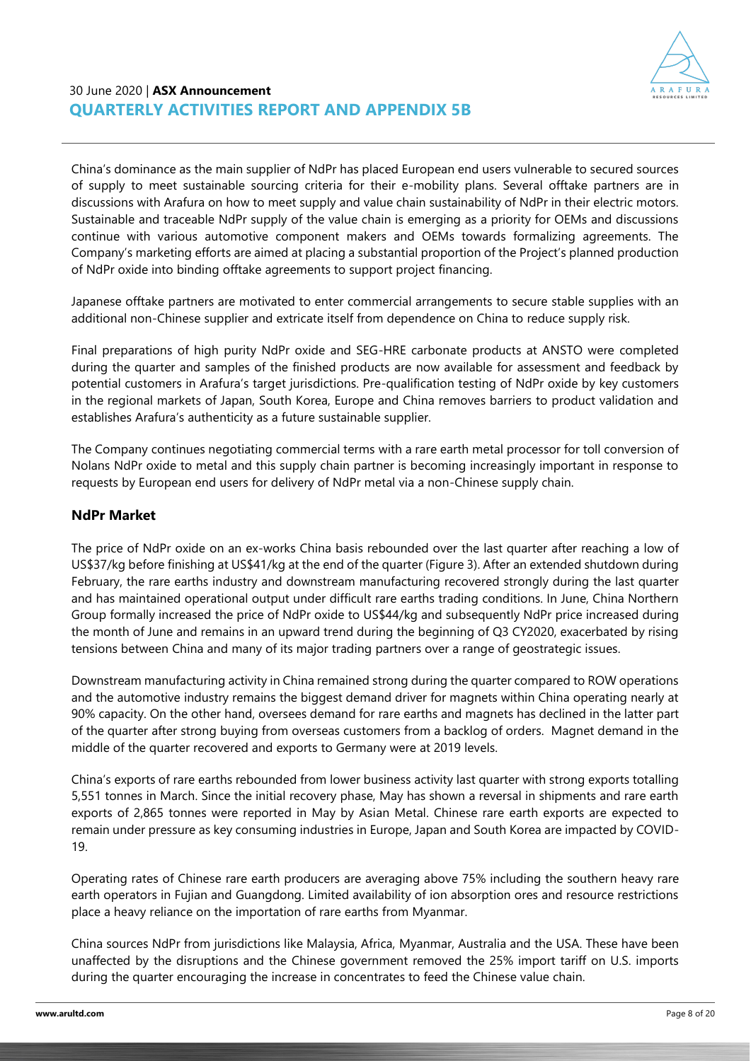China's dominance as the main supplier of NdPr has placed European end users vulnerable to secured sources of supply to meet sustainable sourcing criteria for their e-mobility plans. Several offtake partners are in discussions with Arafura on how to meet supply and value chain sustainability of NdPr in their electric motors. Sustainable and traceable NdPr supply of the value chain is emerging as a priority for OEMs and discussions continue with various automotive component makers and OEMs towards formalizing agreements. The Company's marketing efforts are aimed at placing a substantial proportion of the Project's planned production of NdPr oxide into binding offtake agreements to support project financing.

Japanese offtake partners are motivated to enter commercial arrangements to secure stable supplies with an additional non-Chinese supplier and extricate itself from dependence on China to reduce supply risk.

Final preparations of high purity NdPr oxide and SEG-HRE carbonate products at ANSTO were completed during the quarter and samples of the finished products are now available for assessment and feedback by potential customers in Arafura's target jurisdictions. Pre-qualification testing of NdPr oxide by key customers in the regional markets of Japan, South Korea, Europe and China removes barriers to product validation and establishes Arafura's authenticity as a future sustainable supplier.

The Company continues negotiating commercial terms with a rare earth metal processor for toll conversion of Nolans NdPr oxide to metal and this supply chain partner is becoming increasingly important in response to requests by European end users for delivery of NdPr metal via a non-Chinese supply chain.

## NdPr Market

The price of NdPr oxide on an ex-works China basis rebounded over the last quarter after reaching a low of US$37/kg before finishing at US$41/kg at the end of the quarter (Figure 3). After an extended shutdown during February, the rare earths industry and downstream manufacturing recovered strongly during the last quarter and has maintained operational output under difficult rare earths trading conditions. In June, China Northern Group formally increased the price of NdPr oxide to US$44/kg and subsequently NdPr price increased during the month of June and remains in an upward trend during the beginning of Q3 CY2020, exacerbated by rising tensions between China and many of its major trading partners over a range of geostrategic issues.

Downstream manufacturing activity in China remained strong during the quarter compared to ROW operations and the automotive industry remains the biggest demand driver for magnets within China operating nearly at 90% capacity. On the other hand, oversees demand for rare earths and magnets has declined in the latter part of the quarter after strong buying from overseas customers from a backlog of orders. Magnet demand in the middle of the quarter recovered and exports to Germany were at 2019 levels.

China's exports of rare earths rebounded from lower business activity last quarter with strong exports totalling 5,551 tonnes in March. Since the initial recovery phase, May has shown a reversal in shipments and rare earth exports of 2,865 tonnes were reported in May by Asian Metal. Chinese rare earth exports are expected to remain under pressure as key consuming industries in Europe, Japan and South Korea are impacted by COVID-19.

Operating rates of Chinese rare earth producers are averaging above 75% including the southern heavy rare earth operators in Fujian and Guangdong. Limited availability of ion absorption ores and resource restrictions place a heavy reliance on the importation of rare earths from Myanmar.

China sources NdPr from jurisdictions like Malaysia, Africa, Myanmar, Australia and the USA. These have been unaffected by the disruptions and the Chinese government removed the 25% import tariff on U.S. imports during the quarter encouraging the increase in concentrates to feed the Chinese value chain.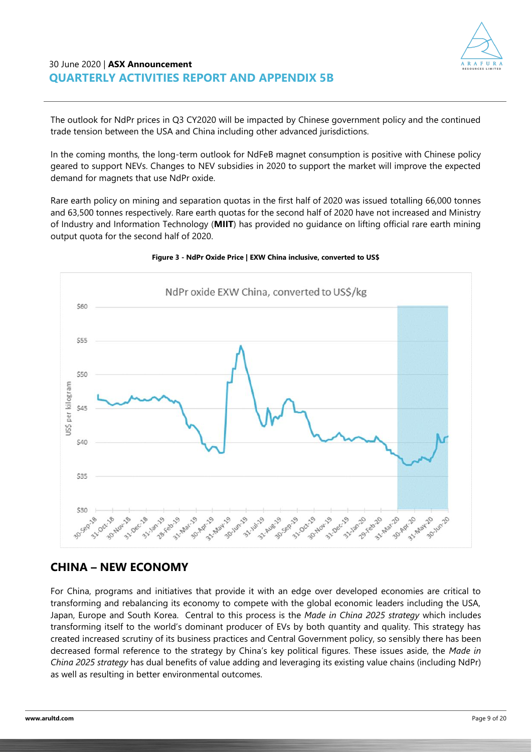The outlook for NdPr prices in Q3 CY2020 will be impacted by Chinese government policy and the continued trade tension between the USA and China including other advanced jurisdictions.

In the coming months, the long-term outlook for NdFeB magnet consumption is positive with Chinese policy geared to support NEVs. Changes to NEV subsidies in 2020 to support the market will improve the expected demand for magnets that use NdPr oxide.

Rare earth policy on mining and separation quotas in the first half of 2020 was issued totalling 66,000 tonnes and 63,500 tonnes respectively. Rare earth quotas for the second half of 2020 have not increased and Ministry of Industry and Information Technology (**MIIT**) has provided no guidance on lifting official rare earth mining output quota for the second half of 2020.

**Figure 3 - NdPr Oxide Price | EXW China inclusive, converted to US$**

## CHINA – NEW ECONOMY

For China, programs and initiatives that provide it with an edge over developed economies are critical to transforming and rebalancing its economy to compete with the global economic leaders including the USA, Japan, Europe and South Korea. Central to this process is the *Made in China 2025 strategy* which includes transforming itself to the world's dominant producer of EVs by both quantity and quality. This strategy has created increased scrutiny of its business practices and Central Government policy, so sensibly there has been decreased formal reference to the strategy by China's key political figures. These issues aside, the *Made in China 2025 strategy* has dual benefits of value adding and leveraging its existing value chains (including NdPr) as well as resulting in better environmental outcomes.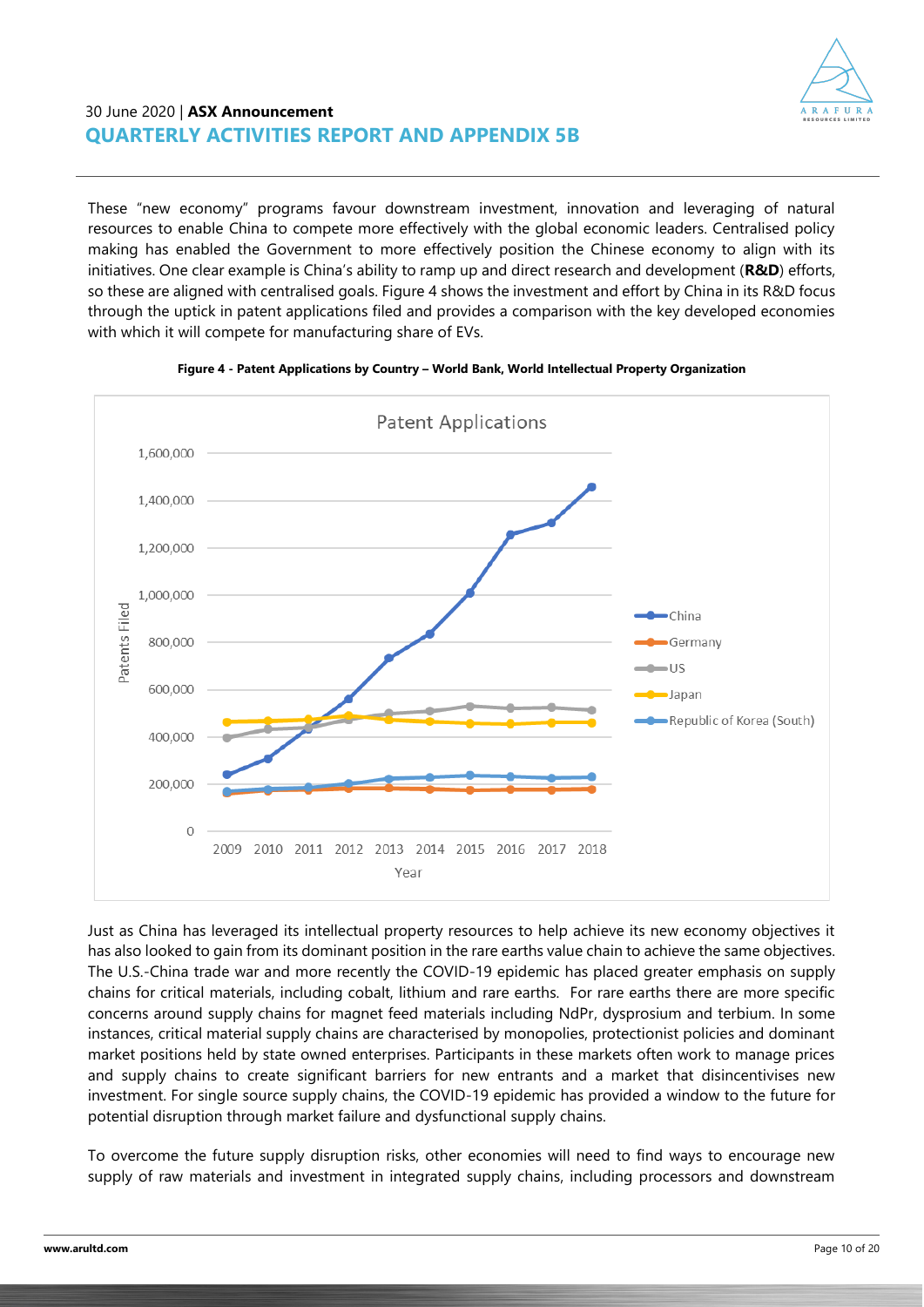These "new economy" programs favour downstream investment, innovation and leveraging of natural resources to enable China to compete more effectively with the global economic leaders. Centralised policy making has enabled the Government to more effectively position the Chinese economy to align with its initiatives. One clear example is China's ability to ramp up and direct research and development (**R&D**) efforts, so these are aligned with centralised goals. Figure 4 shows the investment and effort by China in its R&D focus through the uptick in patent applications filed and provides a comparison with the key developed economies with which it will compete for manufacturing share of EVs.

**Figure 4 - Patent Applications by Country – World Bank, World Intellectual Property Organization**

Just as China has leveraged its intellectual property resources to help achieve its new economy objectives it has also looked to gain from its dominant position in the rare earths value chain to achieve the same objectives. The U.S.-China trade war and more recently the COVID-19 epidemic has placed greater emphasis on supply chains for critical materials, including cobalt, lithium and rare earths. For rare earths there are more specific concerns around supply chains for magnet feed materials including NdPr, dysprosium and terbium. In some instances, critical material supply chains are characterised by monopolies, protectionist policies and dominant market positions held by state owned enterprises. Participants in these markets often work to manage prices and supply chains to create significant barriers for new entrants and a market that disincentivises new investment. For single source supply chains, the COVID-19 epidemic has provided a window to the future for potential disruption through market failure and dysfunctional supply chains.

To overcome the future supply disruption risks, other economies will need to find ways to encourage new supply of raw materials and investment in integrated supply chains, including processors and downstream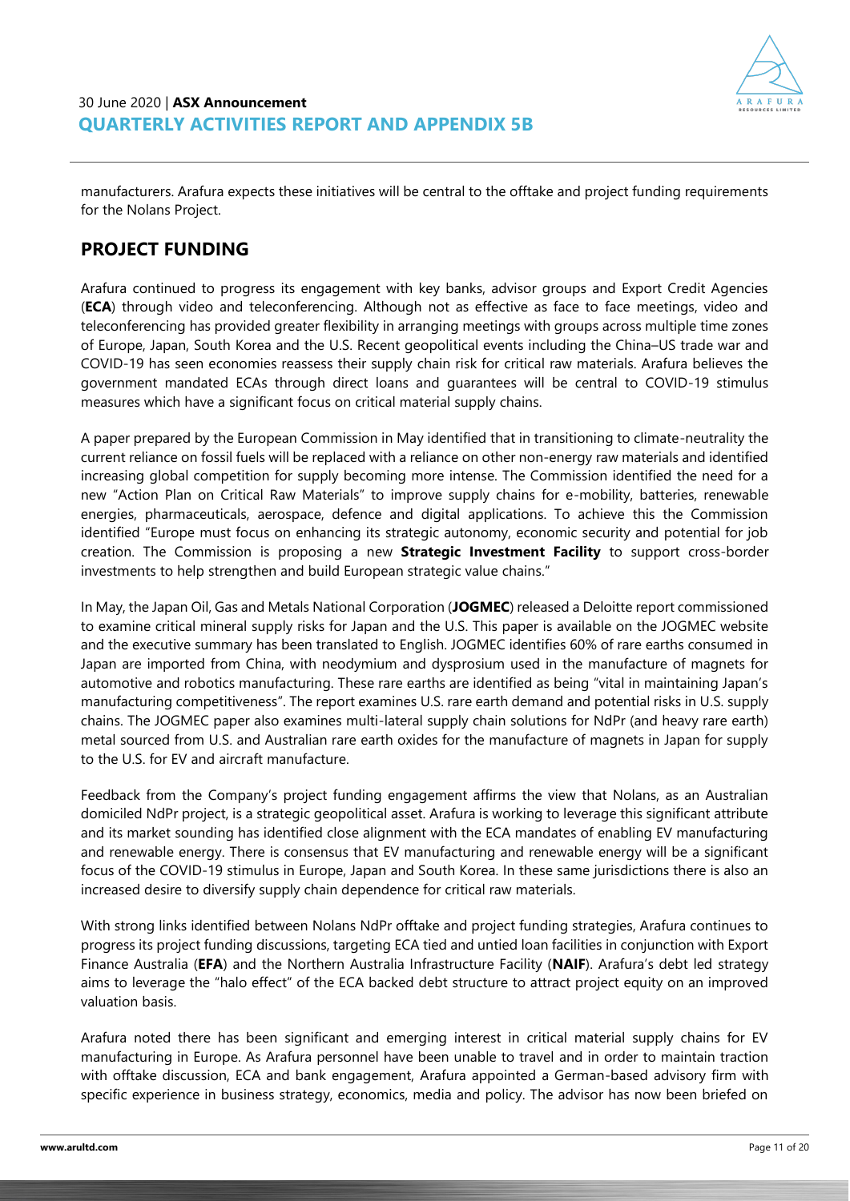manufacturers. Arafura expects these initiatives will be central to the offtake and project funding requirements for the Nolans Project.

## PROJECT FUNDING

Arafura continued to progress its engagement with key banks, advisor groups and Export Credit Agencies (**ECA**) through video and teleconferencing. Although not as effective as face to face meetings, video and teleconferencing has provided greater flexibility in arranging meetings with groups across multiple time zones of Europe, Japan, South Korea and the U.S. Recent geopolitical events including the China–US trade war and COVID-19 has seen economies reassess their supply chain risk for critical raw materials. Arafura believes the government mandated ECAs through direct loans and guarantees will be central to COVID-19 stimulus measures which have a significant focus on critical material supply chains.

A paper prepared by the European Commission in May identified that in transitioning to climate-neutrality the current reliance on fossil fuels will be replaced with a reliance on other non-energy raw materials and identified increasing global competition for supply becoming more intense. The Commission identified the need for a new "Action Plan on Critical Raw Materials" to improve supply chains for e-mobility, batteries, renewable energies, pharmaceuticals, aerospace, defence and digital applications. To achieve this the Commission identified "Europe must focus on enhancing its strategic autonomy, economic security and potential for job creation. The Commission is proposing a new **Strategic Investment Facility** to support cross-border investments to help strengthen and build European strategic value chains."

In May, the Japan Oil, Gas and Metals National Corporation (**JOGMEC**) released a Deloitte report commissioned to examine critical mineral supply risks for Japan and the U.S. This paper is available on the JOGMEC website and the executive summary has been translated to English. JOGMEC identifies 60% of rare earths consumed in Japan are imported from China, with neodymium and dysprosium used in the manufacture of magnets for automotive and robotics manufacturing. These rare earths are identified as being "vital in maintaining Japan's manufacturing competitiveness". The report examines U.S. rare earth demand and potential risks in U.S. supply chains. The JOGMEC paper also examines multi-lateral supply chain solutions for NdPr (and heavy rare earth) metal sourced from U.S. and Australian rare earth oxides for the manufacture of magnets in Japan for supply to the U.S. for EV and aircraft manufacture.

Feedback from the Company's project funding engagement affirms the view that Nolans, as an Australian domiciled NdPr project, is a strategic geopolitical asset. Arafura is working to leverage this significant attribute and its market sounding has identified close alignment with the ECA mandates of enabling EV manufacturing and renewable energy. There is consensus that EV manufacturing and renewable energy will be a significant focus of the COVID-19 stimulus in Europe, Japan and South Korea. In these same jurisdictions there is also an increased desire to diversify supply chain dependence for critical raw materials.

With strong links identified between Nolans NdPr offtake and project funding strategies, Arafura continues to progress its project funding discussions, targeting ECA tied and untied loan facilities in conjunction with Export Finance Australia (**EFA**) and the Northern Australia Infrastructure Facility (**NAIF**). Arafura's debt led strategy aims to leverage the "halo effect" of the ECA backed debt structure to attract project equity on an improved valuation basis.

Arafura noted there has been significant and emerging interest in critical material supply chains for EV manufacturing in Europe. As Arafura personnel have been unable to travel and in order to maintain traction with offtake discussion, ECA and bank engagement, Arafura appointed a German-based advisory firm with specific experience in business strategy, economics, media and policy. The advisor has now been briefed on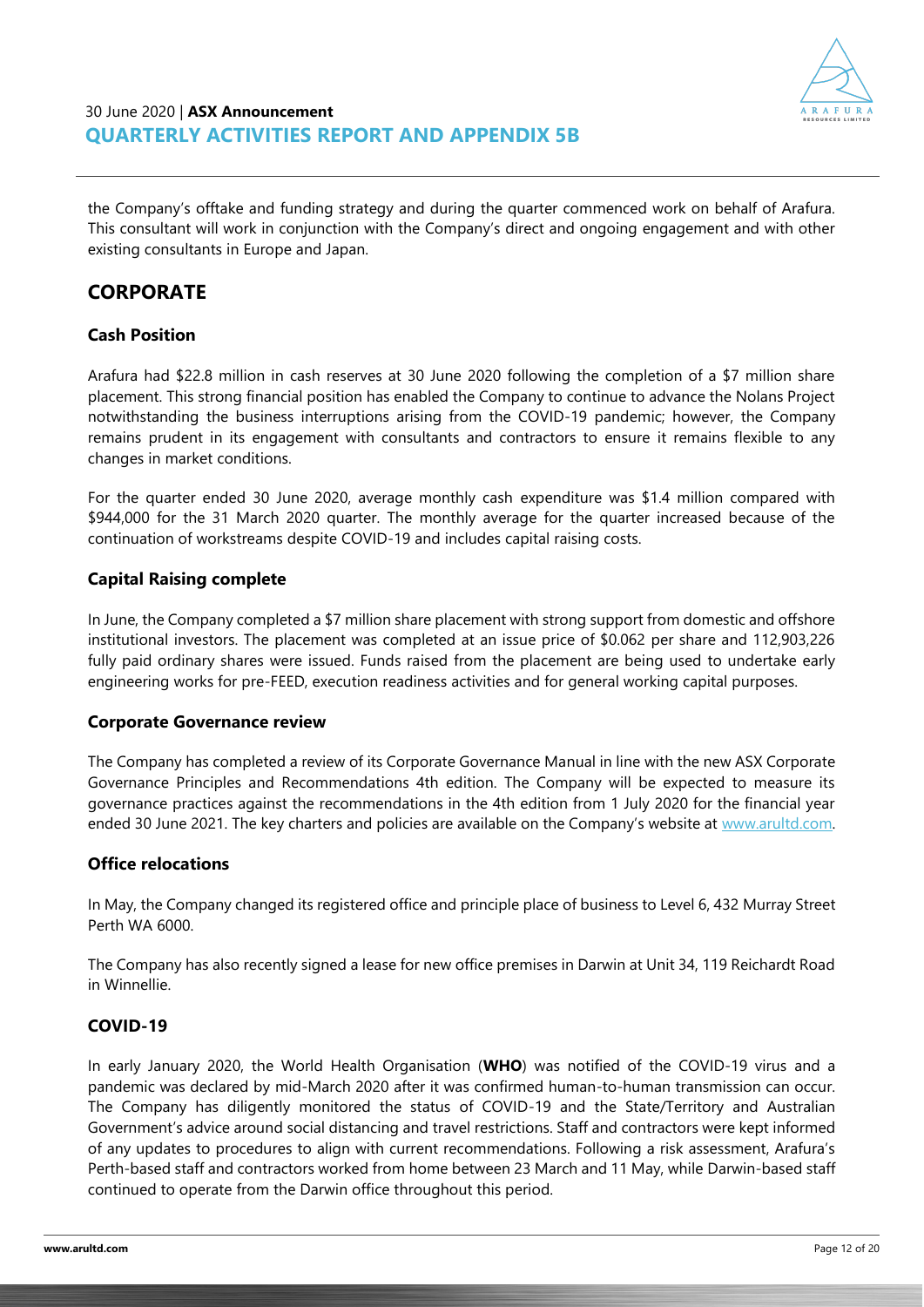the Company's offtake and funding strategy and during the quarter commenced work on behalf of Arafura. This consultant will work in conjunction with the Company's direct and ongoing engagement and with other existing consultants in Europe and Japan.

## CORPORATE

### Cash Position

Arafura had $22.8 million in cash reserves at 30 June 2020 following the completion of a $7 million share placement. This strong financial position has enabled the Company to continue to advance the Nolans Project notwithstanding the business interruptions arising from the COVID-19 pandemic; however, the Company remains prudent in its engagement with consultants and contractors to ensure it remains flexible to any changes in market conditions.

For the quarter ended 30 June 2020, average monthly cash expenditure was $1.4 million compared with $944,000 for the 31 March 2020 quarter. The monthly average for the quarter increased because of the continuation of workstreams despite COVID-19 and includes capital raising costs.

### Capital Raising complete

In June, the Company completed a $7 million share placement with strong support from domestic and offshore institutional investors. The placement was completed at an issue price of $0.062 per share and 112,903,226 fully paid ordinary shares were issued. Funds raised from the placement are being used to undertake early engineering works for pre-FEED, execution readiness activities and for general working capital purposes.

### Corporate Governance review

The Company has completed a review of its Corporate Governance Manual in line with the new ASX Corporate Governance Principles and Recommendations 4th edition. The Company will be expected to measure its governance practices against the recommendations in the 4th edition from 1 July 2020 for the financial year ended 30 June 2021. The key charters and policies are available on the Company's website at www.arultd.com.

### Office relocations

In May, the Company changed its registered office and principle place of business to Level 6, 432 Murray Street Perth WA 6000.

The Company has also recently signed a lease for new office premises in Darwin at Unit 34, 119 Reichardt Road in Winnellie.

### COVID-19

In early January 2020, the World Health Organisation (**WHO**) was notified of the COVID-19 virus and a pandemic was declared by mid-March 2020 after it was confirmed human-to-human transmission can occur. The Company has diligently monitored the status of COVID-19 and the State/Territory and Australian Government's advice around social distancing and travel restrictions. Staff and contractors were kept informed of any updates to procedures to align with current recommendations. Following a risk assessment, Arafura's Perth-based staff and contractors worked from home between 23 March and 11 May, while Darwin-based staff continued to operate from the Darwin office throughout this period.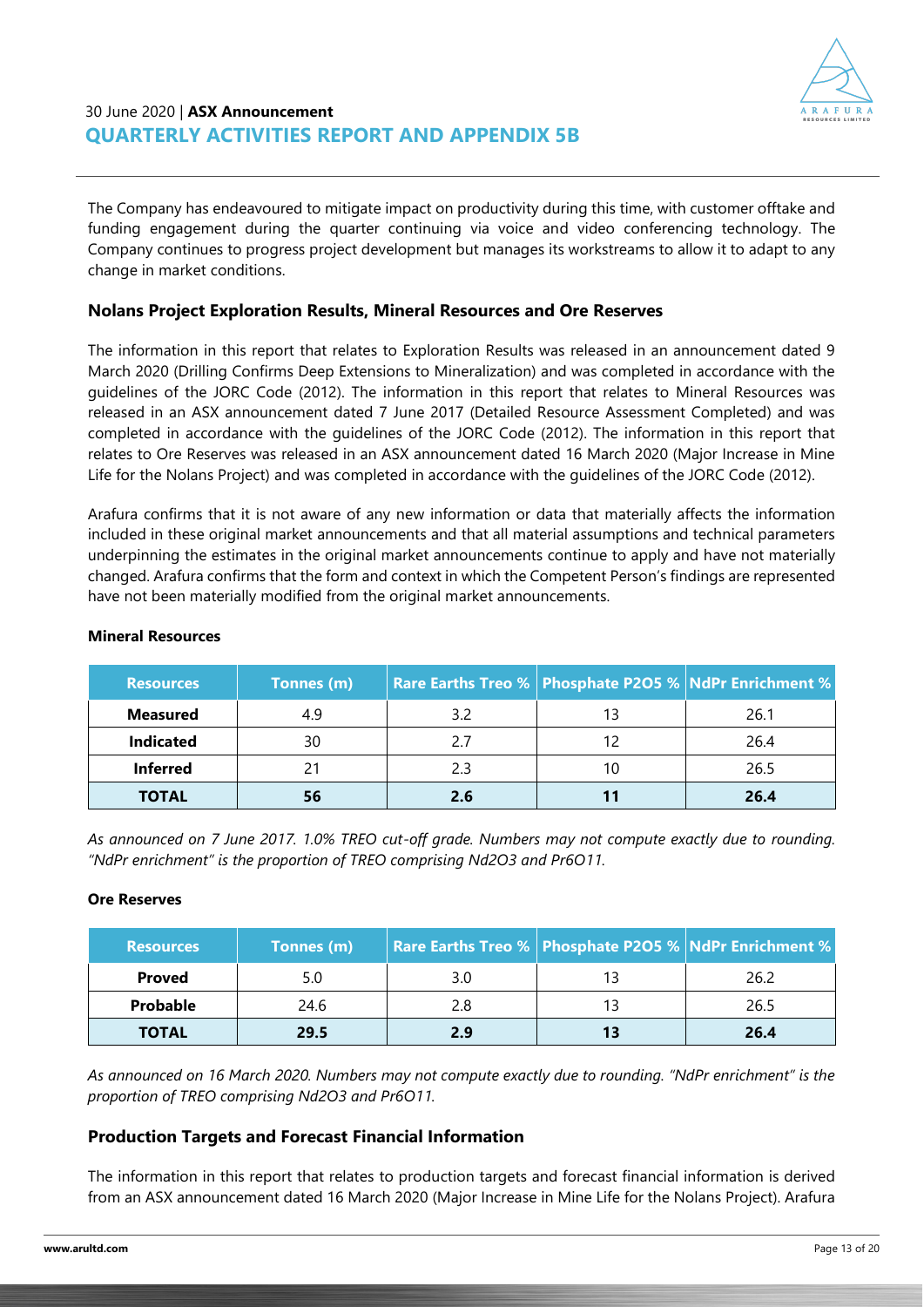The Company has endeavoured to mitigate impact on productivity during this time, with customer offtake and funding engagement during the quarter continuing via voice and video conferencing technology. The Company continues to progress project development but manages its workstreams to allow it to adapt to any change in market conditions.

## Nolans Project Exploration Results, Mineral Resources and Ore Reserves

The information in this report that relates to Exploration Results was released in an announcement dated 9 March 2020 (Drilling Confirms Deep Extensions to Mineralization) and was completed in accordance with the guidelines of the JORC Code (2012). The information in this report that relates to Mineral Resources was released in an ASX announcement dated 7 June 2017 (Detailed Resource Assessment Completed) and was completed in accordance with the guidelines of the JORC Code (2012). The information in this report that relates to Ore Reserves was released in an ASX announcement dated 16 March 2020 (Major Increase in Mine Life for the Nolans Project) and was completed in accordance with the guidelines of the JORC Code (2012).

Arafura confirms that it is not aware of any new information or data that materially affects the information included in these original market announcements and that all material assumptions and technical parameters underpinning the estimates in the original market announcements continue to apply and have not materially changed. Arafura confirms that the form and context in which the Competent Person's findings are represented have not been materially modified from the original market announcements.

**Mineral Resources**

| Resources | Tonnes (m) | Rare Earths Treo % | Phosphate P2O5 % | NdPr Enrichment % |
|---|---|---|---|---|
| **Measured** | 4.9 | 3.2 | 13 | 26.1 |
| **Indicated** | 30 | 2.7 | 12 | 26.4 |
| **Inferred** | 21 | 2.3 | 10 | 26.5 |
| **TOTAL** | **56** | **2.6** | **11** | **26.4** |

*As announced on 7 June 2017. 1.0% TREO cut-off grade. Numbers may not compute exactly due to rounding. "NdPr enrichment" is the proportion of TREO comprising $Nd_2O_3$ and $Pr_6O_{11}$.*

**Ore Reserves**

| Resources | Tonnes (m) | Rare Earths Treo % | Phosphate P2O5 % | NdPr Enrichment % |
|---|---|---|---|---|
| **Proved** | 5.0 | 3.0 | 13 | 26.2 |
| **Probable** | 24.6 | 2.8 | 13 | 26.5 |
| **TOTAL** | **29.5** | **2.9** | **13** | **26.4** |

*As announced on 16 March 2020. Numbers may not compute exactly due to rounding. "NdPr enrichment" is the proportion of TREO comprising $Nd_2O_3$ and $Pr_6O_{11}$.*

## Production Targets and Forecast Financial Information

The information in this report that relates to production targets and forecast financial information is derived from an ASX announcement dated 16 March 2020 (Major Increase in Mine Life for the Nolans Project). Arafura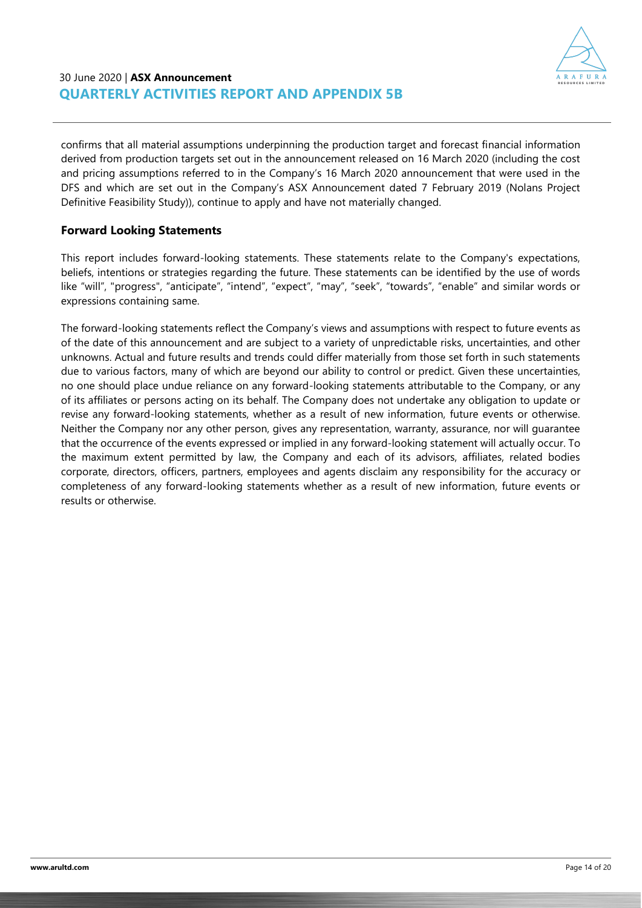confirms that all material assumptions underpinning the production target and forecast financial information derived from production targets set out in the announcement released on 16 March 2020 (including the cost and pricing assumptions referred to in the Company's 16 March 2020 announcement that were used in the DFS and which are set out in the Company's ASX Announcement dated 7 February 2019 (Nolans Project Definitive Feasibility Study)), continue to apply and have not materially changed.

## Forward Looking Statements

This report includes forward-looking statements. These statements relate to the Company's expectations, beliefs, intentions or strategies regarding the future. These statements can be identified by the use of words like "will", "progress", "anticipate", "intend", "expect", "may", "seek", "towards", "enable" and similar words or expressions containing same.

The forward-looking statements reflect the Company's views and assumptions with respect to future events as of the date of this announcement and are subject to a variety of unpredictable risks, uncertainties, and other unknowns. Actual and future results and trends could differ materially from those set forth in such statements due to various factors, many of which are beyond our ability to control or predict. Given these uncertainties, no one should place undue reliance on any forward-looking statements attributable to the Company, or any of its affiliates or persons acting on its behalf. The Company does not undertake any obligation to update or revise any forward-looking statements, whether as a result of new information, future events or otherwise. Neither the Company nor any other person, gives any representation, warranty, assurance, nor will guarantee that the occurrence of the events expressed or implied in any forward-looking statement will actually occur. To the maximum extent permitted by law, the Company and each of its advisors, affiliates, related bodies corporate, directors, officers, partners, employees and agents disclaim any responsibility for the accuracy or completeness of any forward-looking statements whether as a result of new information, future events or results or otherwise.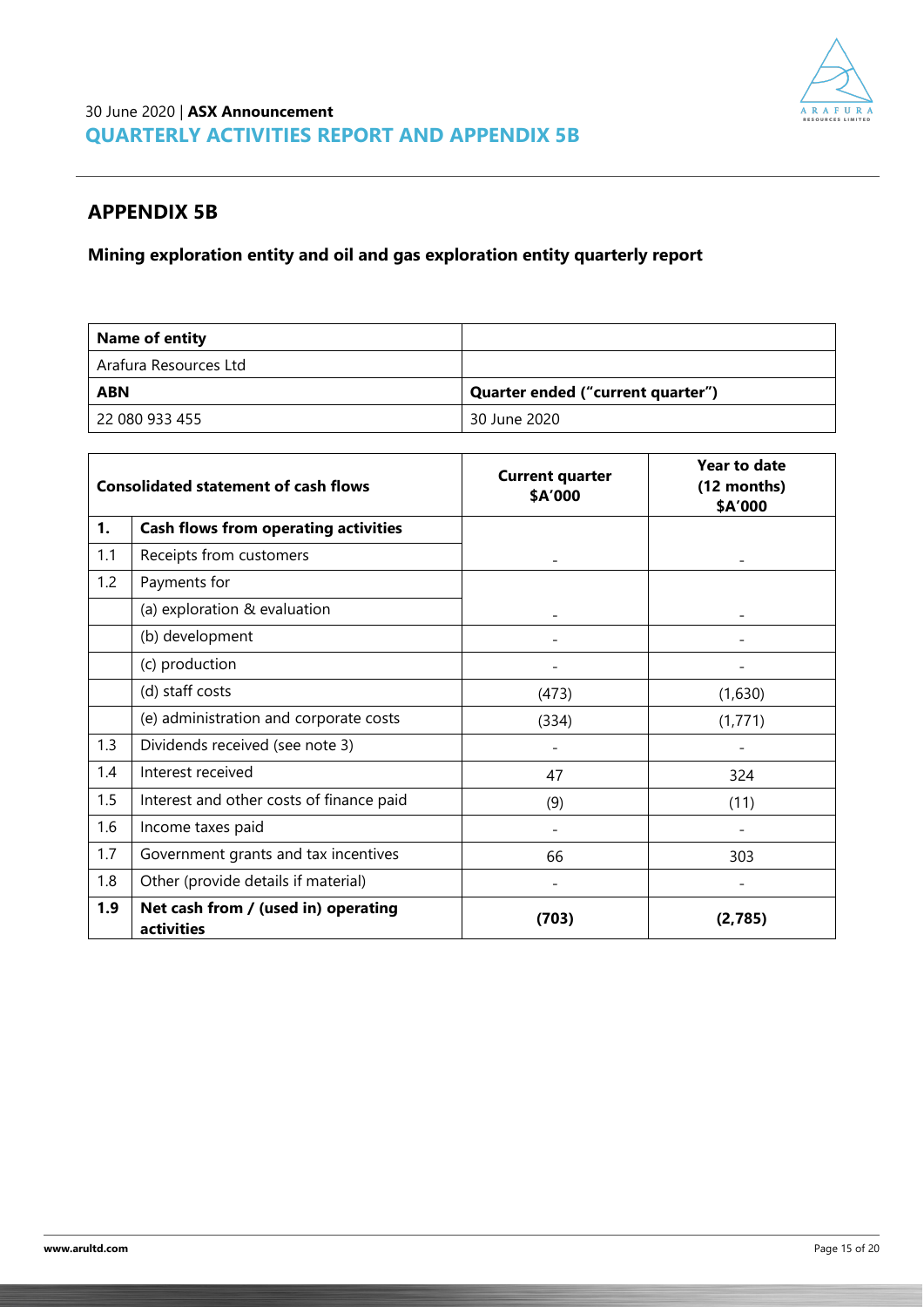# APPENDIX 5B

## Mining exploration entity and oil and gas exploration entity quarterly report

| Name of entity | |
|---|---|
| Arafura Resources Ltd | |
| **ABN** | **Quarter ended ("current quarter")** |
| 22 080 933 455 | 30 June 2020 |

| Consolidated statement of cash flows | | Current quarter $A'000 | Year to date (12 months) $A'000 |
|---|---|---|---|
| **1.** | **Cash flows from operating activities** | | |
| 1.1 | Receipts from customers | - | - |
| 1.2 | Payments for | | |
| | (a) exploration & evaluation | - | - |
| | (b) development | - | - |
| | (c) production | - | - |
| | (d) staff costs | (473) | (1,630) |
| | (e) administration and corporate costs | (334) | (1,771) |
| 1.3 | Dividends received (see note 3) | - | - |
| 1.4 | Interest received | 47 | 324 |
| 1.5 | Interest and other costs of finance paid | (9) | (11) |
| 1.6 | Income taxes paid | - | - |
| 1.7 | Government grants and tax incentives | 66 | 303 |
| 1.8 | Other (provide details if material) | - | - |
| **1.9** | **Net cash from / (used in) operating activities** | **(703)** | **(2,785)** |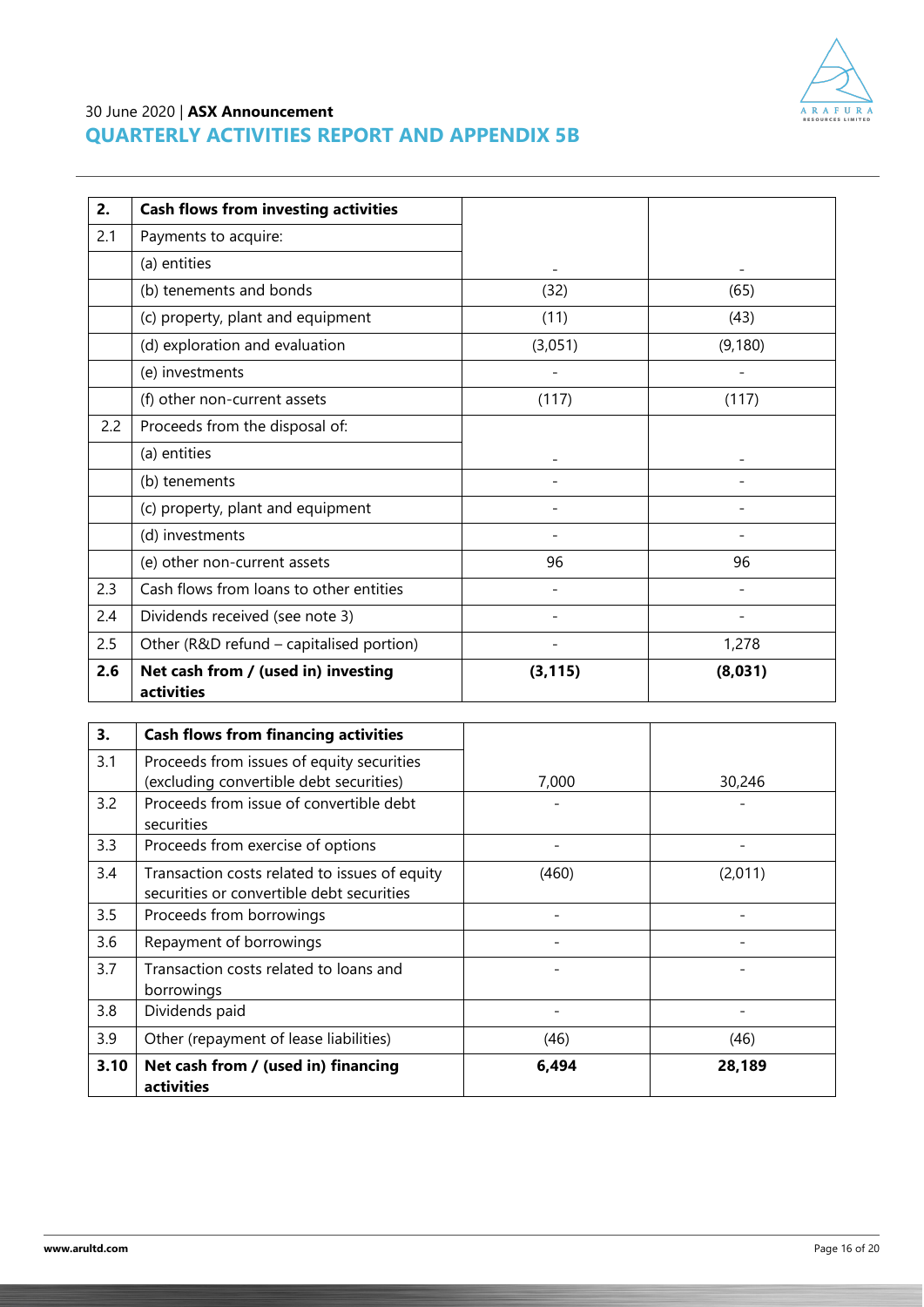| 2. | Cash flows from investing activities | | |
|---|---|---|---|
| 2.1 | Payments to acquire: | | |
| | (a) entities | - | - |
| | (b) tenements and bonds | (32) | (65) |
| | (c) property, plant and equipment | (11) | (43) |
| | (d) exploration and evaluation | (3,051) | (9,180) |
| | (e) investments | - | - |
| | (f) other non-current assets | (117) | (117) |
| 2.2 | Proceeds from the disposal of: | | |
| | (a) entities | - | - |
| | (b) tenements | - | - |
| | (c) property, plant and equipment | - | - |
| | (d) investments | - | - |
| | (e) other non-current assets | 96 | 96 |
| 2.3 | Cash flows from loans to other entities | - | - |
| 2.4 | Dividends received (see note 3) | - | - |
| 2.5 | Other (R&D refund – capitalised portion) | - | 1,278 |
| **2.6** | **Net cash from / (used in) investing activities** | **(3,115)** | **(8,031)** |

| 3. | Cash flows from financing activities | | |
|---|---|---|---|
| 3.1 | Proceeds from issues of equity securities (excluding convertible debt securities) | 7,000 | 30,246 |
| 3.2 | Proceeds from issue of convertible debt securities | - | - |
| 3.3 | Proceeds from exercise of options | - | - |
| 3.4 | Transaction costs related to issues of equity securities or convertible debt securities | (460) | (2,011) |
| 3.5 | Proceeds from borrowings | - | - |
| 3.6 | Repayment of borrowings | - | - |
| 3.7 | Transaction costs related to loans and borrowings | - | - |
| 3.8 | Dividends paid | - | - |
| 3.9 | Other (repayment of lease liabilities) | (46) | (46) |
| **3.10** | **Net cash from / (used in) financing activities** | **6,494** | **28,189** |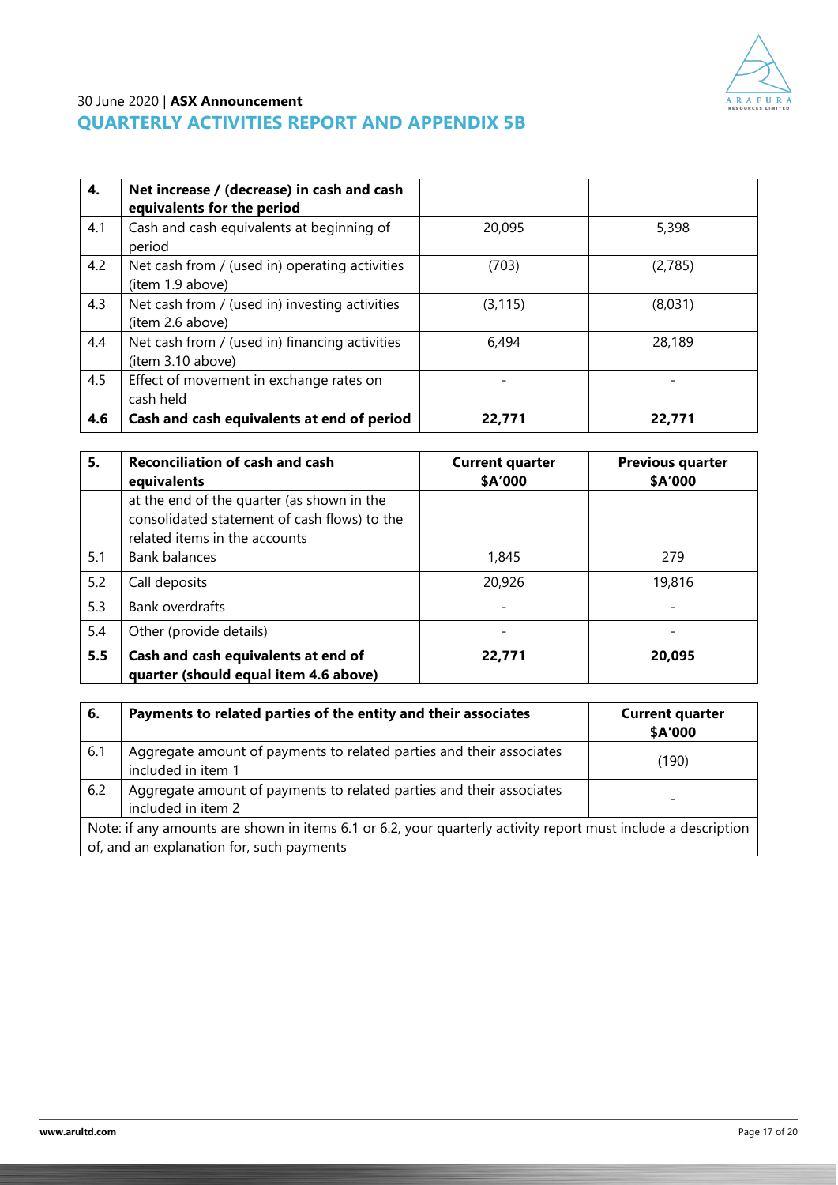| 4. | Net increase / (decrease) in cash and cash equivalents for the period | | |
|---|---|---|---|
| 4.1 | Cash and cash equivalents at beginning of period | 20,095 | 5,398 |
| 4.2 | Net cash from / (used in) operating activities (item 1.9 above) | (703) | (2,785) |
| 4.3 | Net cash from / (used in) investing activities (item 2.6 above) | (3,115) | (8,031) |
| 4.4 | Net cash from / (used in) financing activities (item 3.10 above) | 6,494 | 28,189 |
| 4.5 | Effect of movement in exchange rates on cash held | - | - |
| **4.6** | **Cash and cash equivalents at end of period** | **22,771** | **22,771** |

| 5. | Reconciliation of cash and cash equivalents | Current quarter $A'000 | Previous quarter $A'000 |
|---|---|---|---|
| | at the end of the quarter (as shown in the consolidated statement of cash flows) to the related items in the accounts | | |
| 5.1 | Bank balances | 1,845 | 279 |
| 5.2 | Call deposits | 20,926 | 19,816 |
| 5.3 | Bank overdrafts | - | - |
| 5.4 | Other (provide details) | - | - |
| **5.5** | **Cash and cash equivalents at end of quarter (should equal item 4.6 above)** | **22,771** | **20,095** |

| 6. | Payments to related parties of the entity and their associates | Current quarter $A'000 |
|---|---|---|
| 6.1 | Aggregate amount of payments to related parties and their associates included in item 1 | (190) |
| 6.2 | Aggregate amount of payments to related parties and their associates included in item 2 | - |

Note: if any amounts are shown in items 6.1 or 6.2, your quarterly activity report must include a description of, and an explanation for, such payments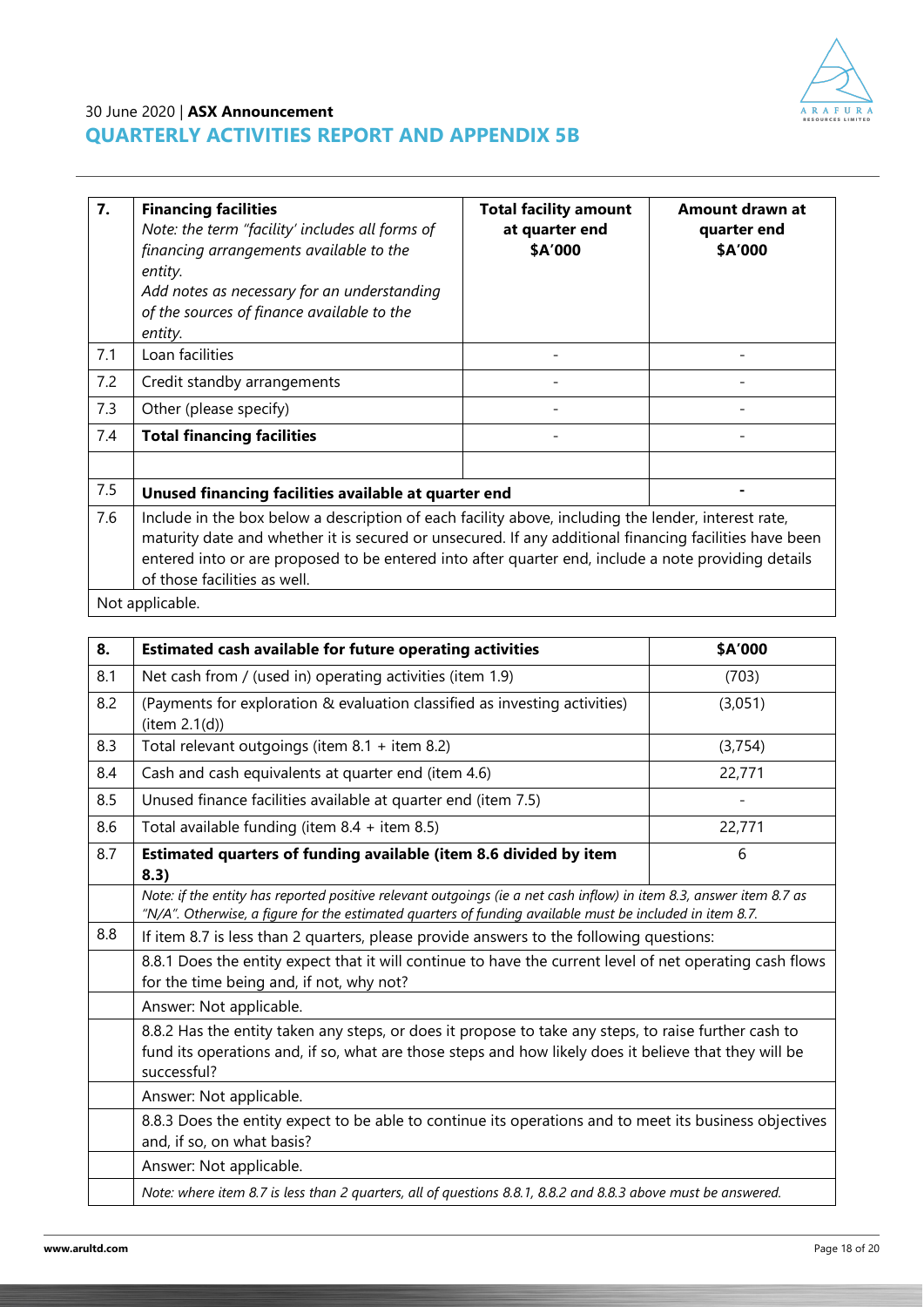| 7. | **Financing facilities**<br>*Note: the term "facility' includes all forms of financing arrangements available to the entity.*<br>*Add notes as necessary for an understanding of the sources of finance available to the entity.* | **Total facility amount at quarter end $A'000** | **Amount drawn at quarter end $A'000** |
|---|---|---|---|
| 7.1 | Loan facilities | - | - |
| 7.2 | Credit standby arrangements | - | - |
| 7.3 | Other (please specify) | - | - |
| 7.4 | **Total financing facilities** | - | - |
| | | | |
| 7.5 | **Unused financing facilities available at quarter end** | | - |
| 7.6 | Include in the box below a description of each facility above, including the lender, interest rate, maturity date and whether it is secured or unsecured. If any additional financing facilities have been entered into or are proposed to be entered into after quarter end, include a note providing details of those facilities as well. | | |
| | Not applicable. | | |

| 8. | **Estimated cash available for future operating activities** | **$A'000** |
|---|---|---|
| 8.1 | Net cash from / (used in) operating activities (item 1.9) | (703) |
| 8.2 | (Payments for exploration & evaluation classified as investing activities) (item 2.1(d)) | (3,051) |
| 8.3 | Total relevant outgoings (item 8.1 + item 8.2) | (3,754) |
| 8.4 | Cash and cash equivalents at quarter end (item 4.6) | 22,771 |
| 8.5 | Unused finance facilities available at quarter end (item 7.5) | - |
| 8.6 | Total available funding (item 8.4 + item 8.5) | 22,771 |
| 8.7 | **Estimated quarters of funding available (item 8.6 divided by item 8.3)** | 6 |
| | *Note: if the entity has reported positive relevant outgoings (ie a net cash inflow) in item 8.3, answer item 8.7 as "N/A". Otherwise, a figure for the estimated quarters of funding available must be included in item 8.7.* | |
| 8.8 | If item 8.7 is less than 2 quarters, please provide answers to the following questions: | |
| | 8.8.1 Does the entity expect that it will continue to have the current level of net operating cash flows for the time being and, if not, why not? | |
| | Answer: Not applicable. | |
| | 8.8.2 Has the entity taken any steps, or does it propose to take any steps, to raise further cash to fund its operations and, if so, what are those steps and how likely does it believe that they will be successful? | |
| | Answer: Not applicable. | |
| | 8.8.3 Does the entity expect to be able to continue its operations and to meet its business objectives and, if so, on what basis? | |
| | Answer: Not applicable. | |
| | *Note: where item 8.7 is less than 2 quarters, all of questions 8.8.1, 8.8.2 and 8.8.3 above must be answered.* | |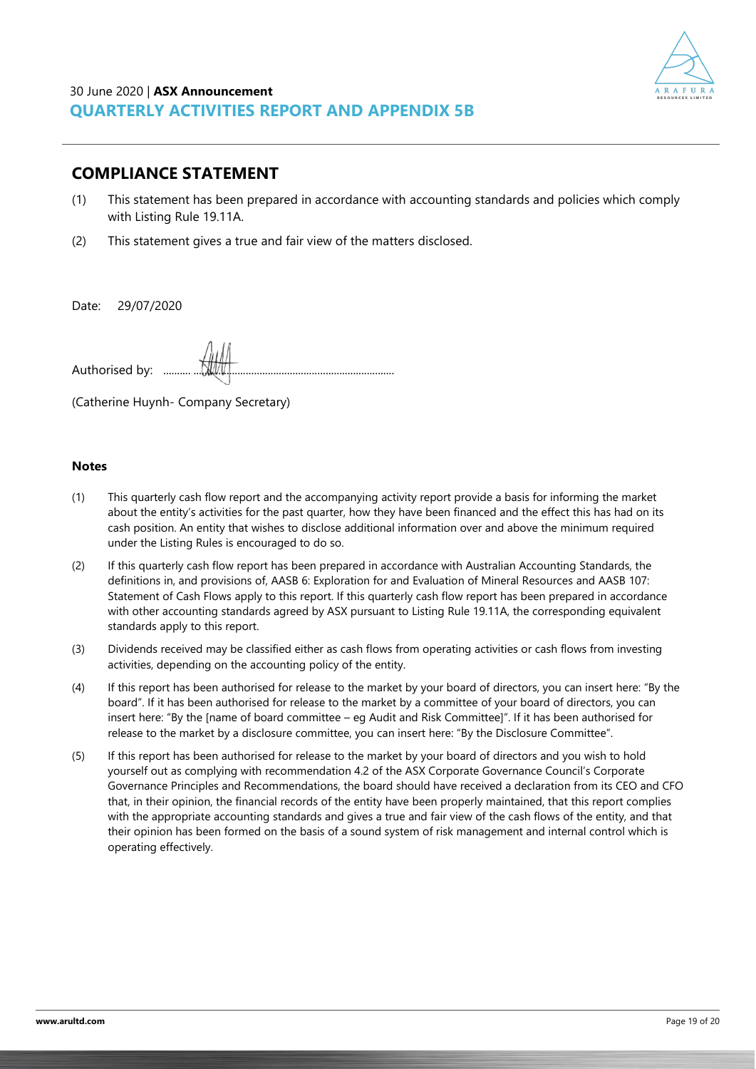## COMPLIANCE STATEMENT

(1) This statement has been prepared in accordance with accounting standards and policies which comply with Listing Rule 19.11A.

(2) This statement gives a true and fair view of the matters disclosed.

Date: 29/07/2020

Authorised by: ..............................................................................

(Catherine Huynh- Company Secretary)

**Notes**

(1) This quarterly cash flow report and the accompanying activity report provide a basis for informing the market about the entity's activities for the past quarter, how they have been financed and the effect this has had on its cash position. An entity that wishes to disclose additional information over and above the minimum required under the Listing Rules is encouraged to do so.

(2) If this quarterly cash flow report has been prepared in accordance with Australian Accounting Standards, the definitions in, and provisions of, AASB 6: Exploration for and Evaluation of Mineral Resources and AASB 107: Statement of Cash Flows apply to this report. If this quarterly cash flow report has been prepared in accordance with other accounting standards agreed by ASX pursuant to Listing Rule 19.11A, the corresponding equivalent standards apply to this report.

(3) Dividends received may be classified either as cash flows from operating activities or cash flows from investing activities, depending on the accounting policy of the entity.

(4) If this report has been authorised for release to the market by your board of directors, you can insert here: "By the board". If it has been authorised for release to the market by a committee of your board of directors, you can insert here: "By the [name of board committee – eg Audit and Risk Committee]". If it has been authorised for release to the market by a disclosure committee, you can insert here: "By the Disclosure Committee".

(5) If this report has been authorised for release to the market by your board of directors and you wish to hold yourself out as complying with recommendation 4.2 of the ASX Corporate Governance Council's Corporate Governance Principles and Recommendations, the board should have received a declaration from its CEO and CFO that, in their opinion, the financial records of the entity have been properly maintained, that this report complies with the appropriate accounting standards and gives a true and fair view of the cash flows of the entity, and that their opinion has been formed on the basis of a sound system of risk management and internal control which is operating effectively.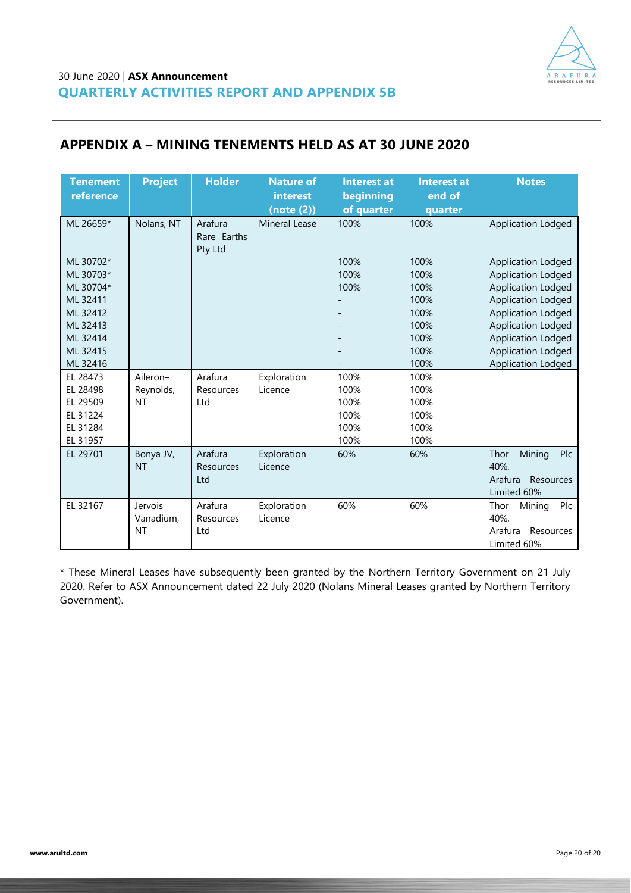## APPENDIX A – MINING TENEMENTS HELD AS AT 30 JUNE 2020

| Tenement reference | Project | Holder | Nature of interest (note (2)) | Interest at beginning of quarter | Interest at end of quarter | Notes |
|---|---|---|---|---|---|---|
| ML 26659* | Nolans, NT | Arafura Rare Earths Pty Ltd | Mineral Lease | 100% | 100% | Application Lodged |
| ML 30702* | | | | 100% | 100% | Application Lodged |
| ML 30703* | | | | 100% | 100% | Application Lodged |
| ML 30704* | | | | 100% | 100% | Application Lodged |
| ML 32411 | | | | - | 100% | Application Lodged |
| ML 32412 | | | | - | 100% | Application Lodged |
| ML 32413 | | | | - | 100% | Application Lodged |
| ML 32414 | | | | - | 100% | Application Lodged |
| ML 32415 | | | | - | 100% | Application Lodged |
| ML 32416 | | | | - | 100% | Application Lodged |
| EL 28473 | Aileron–Reynolds, NT | Arafura Resources Ltd | Exploration Licence | 100% | 100% | |
| EL 28498 | | | | 100% | 100% | |
| EL 29509 | | | | 100% | 100% | |
| EL 31224 | | | | 100% | 100% | |
| EL 31284 | | | | 100% | 100% | |
| EL 31957 | | | | 100% | 100% | |
| EL 29701 | Bonya JV, NT | Arafura Resources Ltd | Exploration Licence | 60% | 60% | Thor Mining Plc 40%, Arafura Resources Limited 60% |
| EL 32167 | Jervois Vanadium, NT | Arafura Resources Ltd | Exploration Licence | 60% | 60% | Thor Mining Plc 40%, Arafura Resources Limited 60% |

* These Mineral Leases have subsequently been granted by the Northern Territory Government on 21 July 2020. Refer to ASX Announcement dated 22 July 2020 (Nolans Mineral Leases granted by Northern Territory Government).